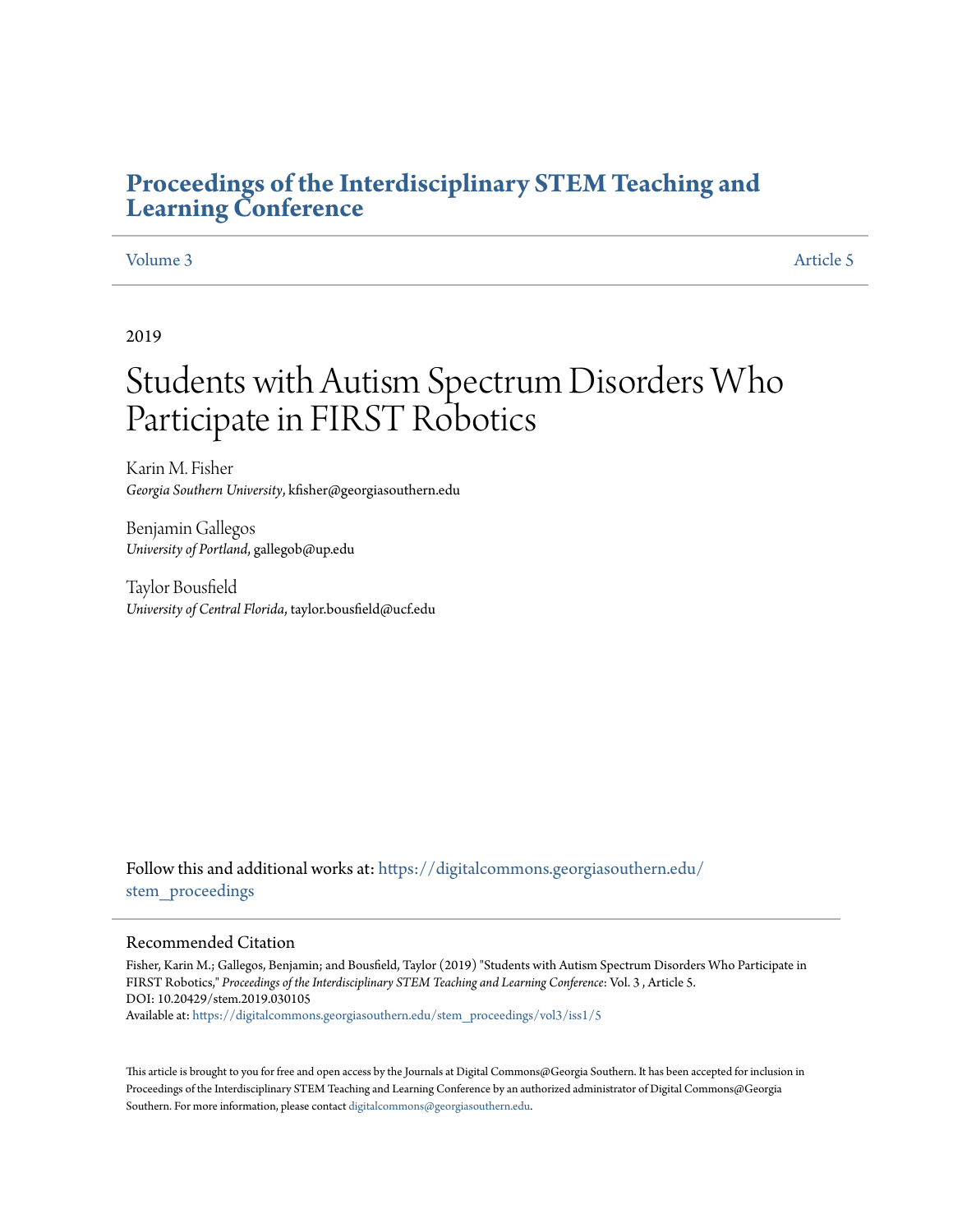# Proceedings of the Interdisciplinary STEM Teaching and Learning Conference

Volume 3 | Article 5

2019

# Students with Autism Spectrum Disorders Who Participate in FIRST Robotics

Karin M. Fisher
*Georgia Southern University*, kfisher@georgiasouthern.edu

Benjamin Gallegos
*University of Portland*, gallegob@up.edu

Taylor Bousfield
*University of Central Florida*, taylor.bousfield@ucf.edu

Follow this and additional works at: https://digitalcommons.georgiasouthern.edu/stem_proceedings

## Recommended Citation

Fisher, Karin M.; Gallegos, Benjamin; and Bousfield, Taylor (2019) "Students with Autism Spectrum Disorders Who Participate in FIRST Robotics," *Proceedings of the Interdisciplinary STEM Teaching and Learning Conference*: Vol. 3 , Article 5.
DOI: 10.20429/stem.2019.030105
Available at: https://digitalcommons.georgiasouthern.edu/stem_proceedings/vol3/iss1/5

This article is brought to you for free and open access by the Journals at Digital Commons@Georgia Southern. It has been accepted for inclusion in Proceedings of the Interdisciplinary STEM Teaching and Learning Conference by an authorized administrator of Digital Commons@Georgia Southern. For more information, please contact digitalcommons@georgiasouthern.edu.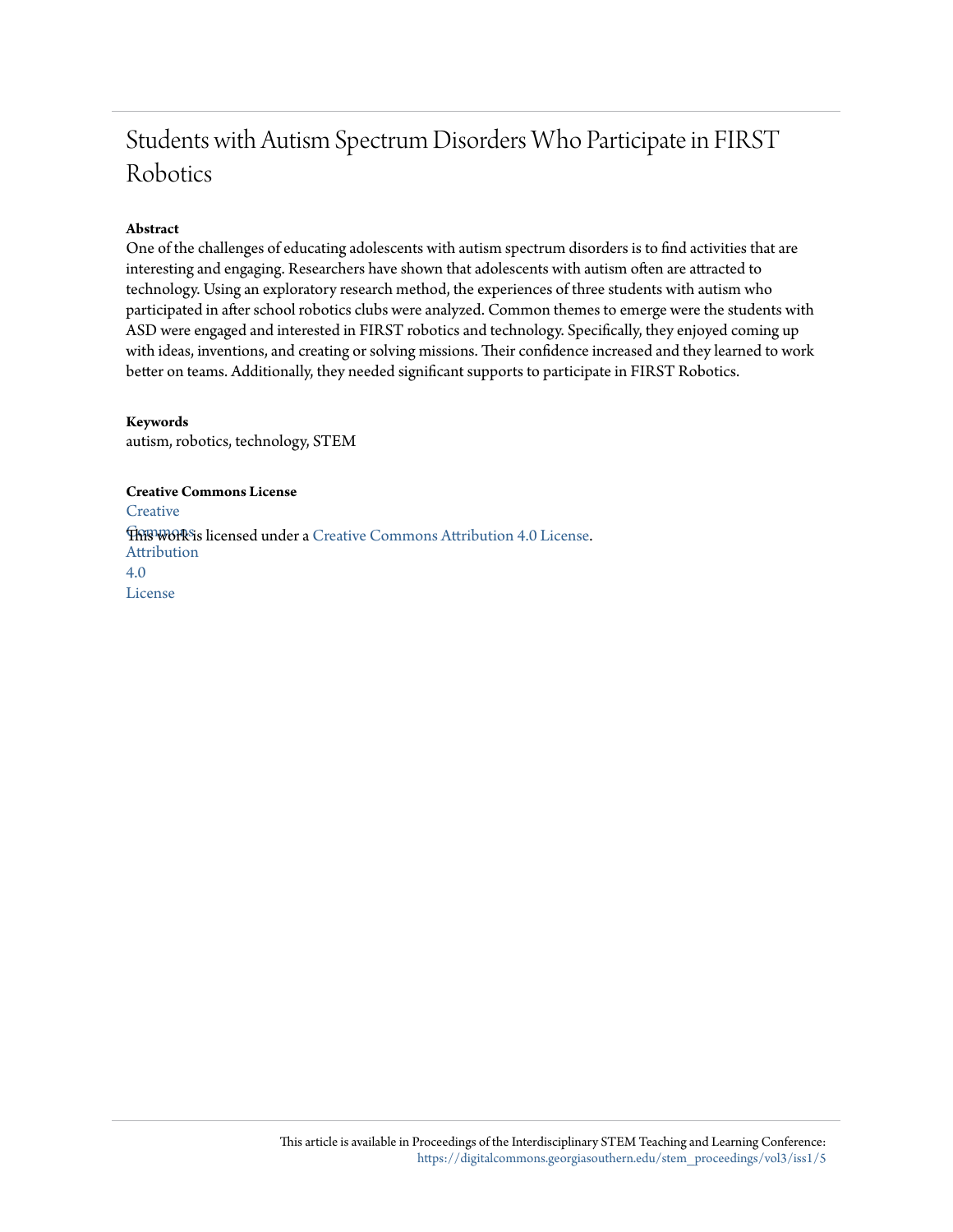# Students with Autism Spectrum Disorders Who Participate in FIRST Robotics

**Abstract**

One of the challenges of educating adolescents with autism spectrum disorders is to find activities that are interesting and engaging. Researchers have shown that adolescents with autism often are attracted to technology. Using an exploratory research method, the experiences of three students with autism who participated in after school robotics clubs were analyzed. Common themes to emerge were the students with ASD were engaged and interested in FIRST robotics and technology. Specifically, they enjoyed coming up with ideas, inventions, and creating or solving missions. Their confidence increased and they learned to work better on teams. Additionally, they needed significant supports to participate in FIRST Robotics.

**Keywords**

autism, robotics, technology, STEM

**Creative Commons License**

Creative Commons Attribution 4.0 License

This work is licensed under a Creative Commons Attribution 4.0 License.

This article is available in Proceedings of the Interdisciplinary STEM Teaching and Learning Conference: https://digitalcommons.georgiasouthern.edu/stem_proceedings/vol3/iss1/5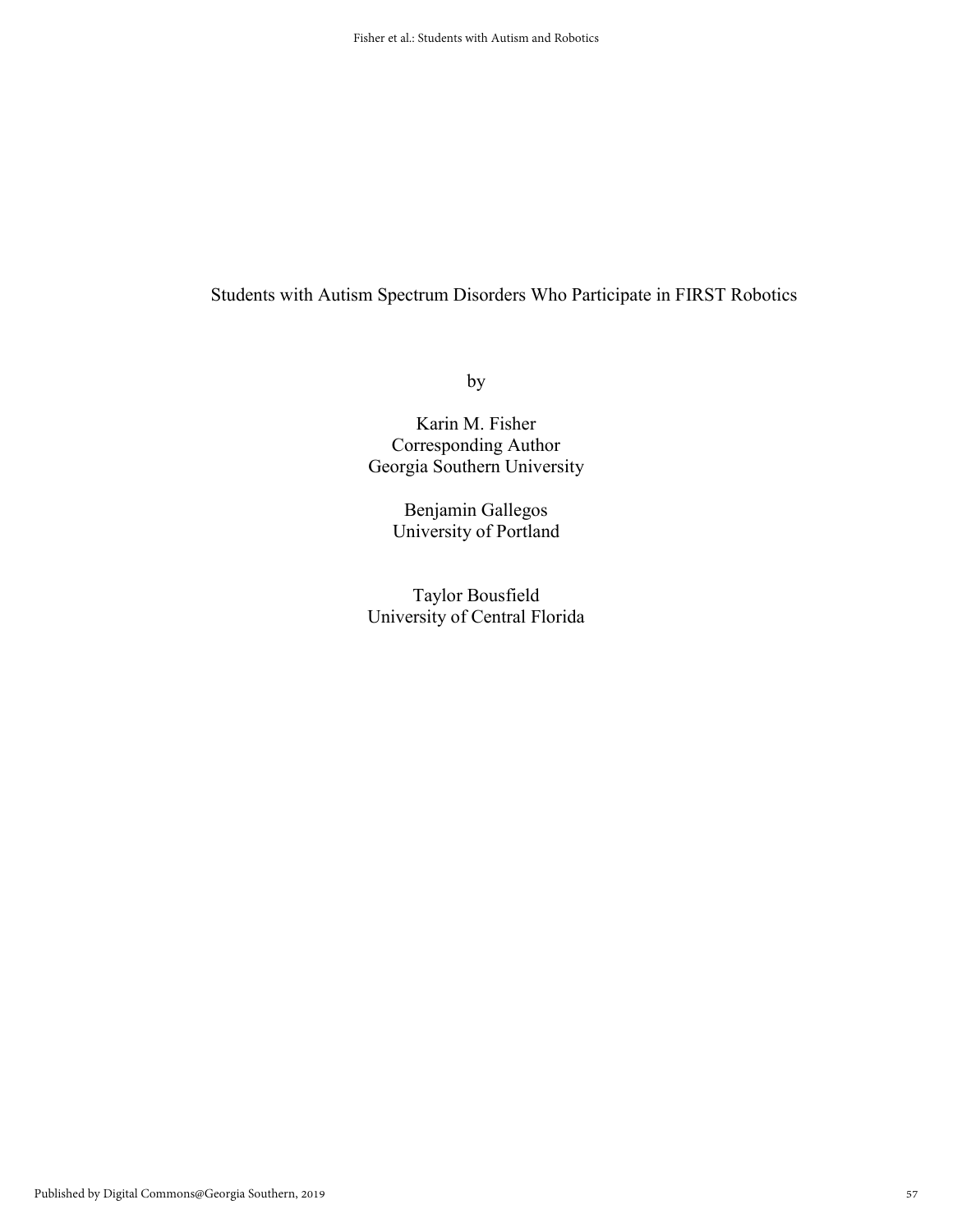# Students with Autism Spectrum Disorders Who Participate in FIRST Robotics

by

Karin M. Fisher
Corresponding Author
Georgia Southern University

Benjamin Gallegos
University of Portland

Taylor Bousfield
University of Central Florida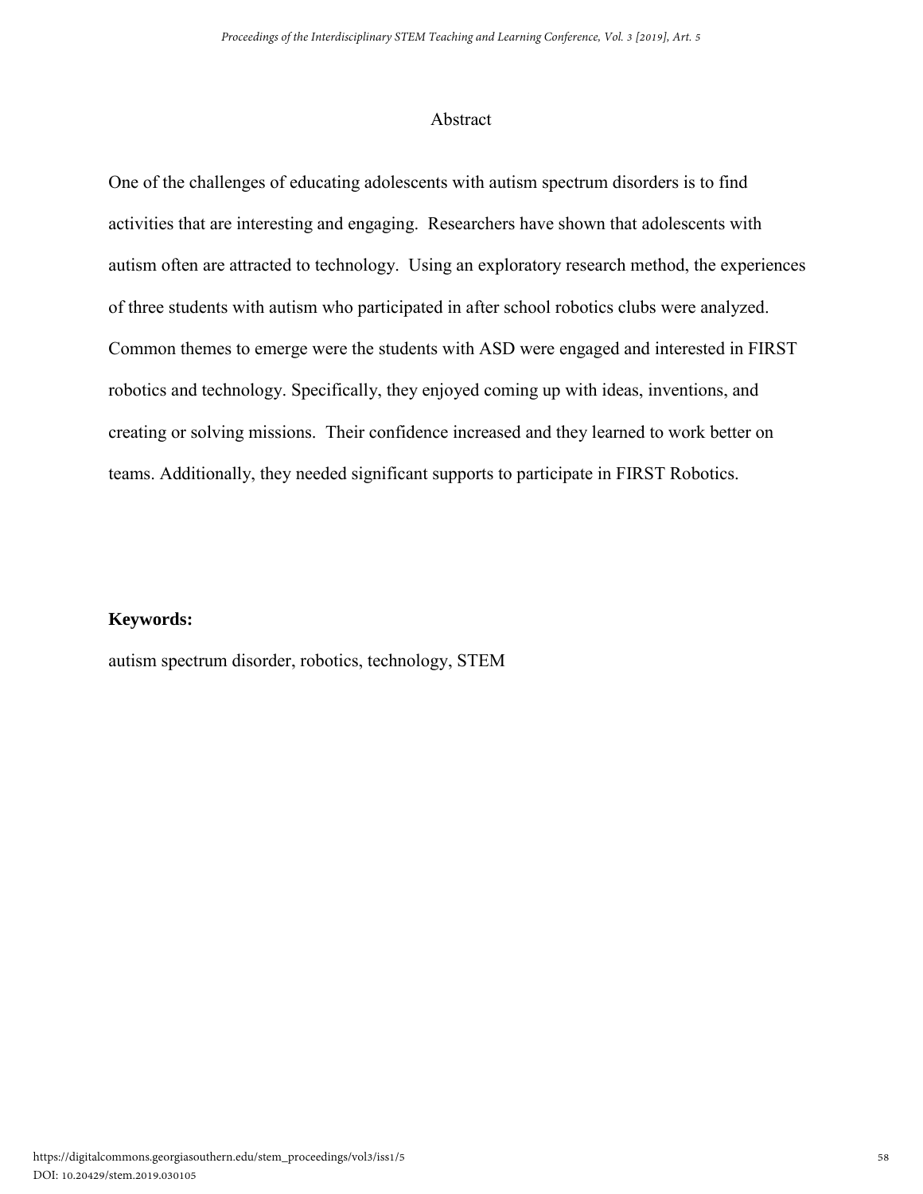## Abstract

One of the challenges of educating adolescents with autism spectrum disorders is to find activities that are interesting and engaging. Researchers have shown that adolescents with autism often are attracted to technology. Using an exploratory research method, the experiences of three students with autism who participated in after school robotics clubs were analyzed. Common themes to emerge were the students with ASD were engaged and interested in FIRST robotics and technology. Specifically, they enjoyed coming up with ideas, inventions, and creating or solving missions. Their confidence increased and they learned to work better on teams. Additionally, they needed significant supports to participate in FIRST Robotics.

**Keywords:**

autism spectrum disorder, robotics, technology, STEM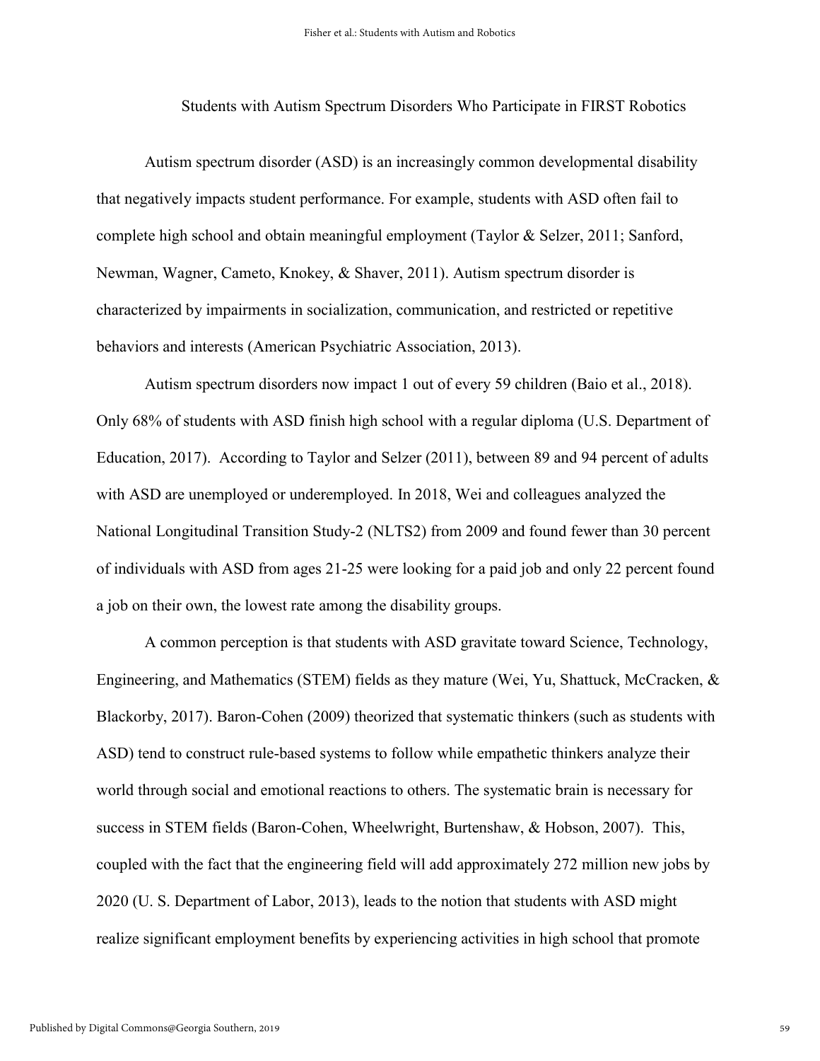# Students with Autism Spectrum Disorders Who Participate in FIRST Robotics

Autism spectrum disorder (ASD) is an increasingly common developmental disability that negatively impacts student performance. For example, students with ASD often fail to complete high school and obtain meaningful employment (Taylor & Selzer, 2011; Sanford, Newman, Wagner, Cameto, Knokey, & Shaver, 2011). Autism spectrum disorder is characterized by impairments in socialization, communication, and restricted or repetitive behaviors and interests (American Psychiatric Association, 2013).

Autism spectrum disorders now impact 1 out of every 59 children (Baio et al., 2018). Only 68% of students with ASD finish high school with a regular diploma (U.S. Department of Education, 2017). According to Taylor and Selzer (2011), between 89 and 94 percent of adults with ASD are unemployed or underemployed. In 2018, Wei and colleagues analyzed the National Longitudinal Transition Study-2 (NLTS2) from 2009 and found fewer than 30 percent of individuals with ASD from ages 21-25 were looking for a paid job and only 22 percent found a job on their own, the lowest rate among the disability groups.

A common perception is that students with ASD gravitate toward Science, Technology, Engineering, and Mathematics (STEM) fields as they mature (Wei, Yu, Shattuck, McCracken, & Blackorby, 2017). Baron-Cohen (2009) theorized that systematic thinkers (such as students with ASD) tend to construct rule-based systems to follow while empathetic thinkers analyze their world through social and emotional reactions to others. The systematic brain is necessary for success in STEM fields (Baron-Cohen, Wheelwright, Burtenshaw, & Hobson, 2007). This, coupled with the fact that the engineering field will add approximately 272 million new jobs by 2020 (U. S. Department of Labor, 2013), leads to the notion that students with ASD might realize significant employment benefits by experiencing activities in high school that promote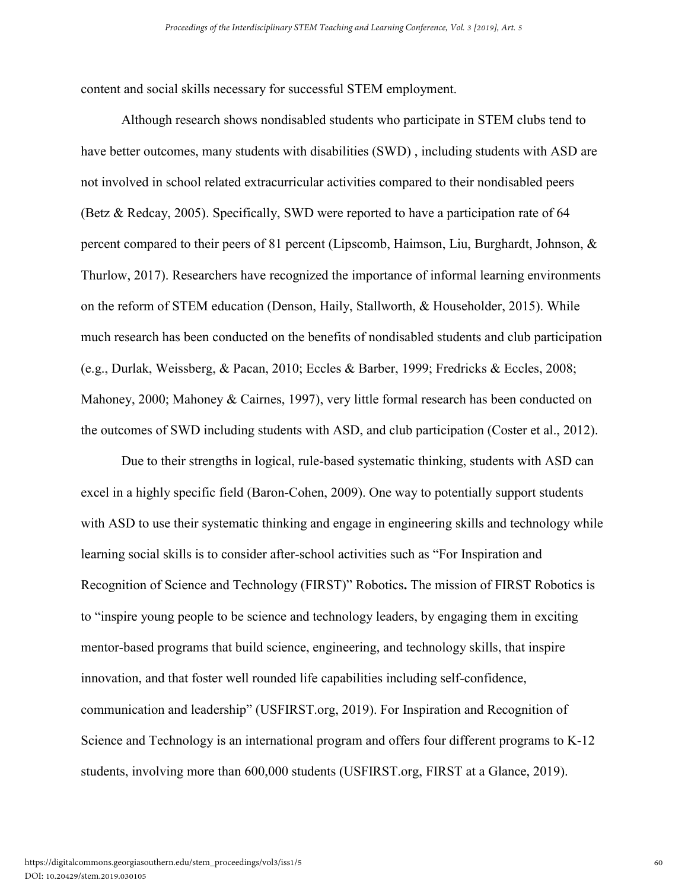content and social skills necessary for successful STEM employment.

Although research shows nondisabled students who participate in STEM clubs tend to have better outcomes, many students with disabilities (SWD) , including students with ASD are not involved in school related extracurricular activities compared to their nondisabled peers (Betz & Redcay, 2005). Specifically, SWD were reported to have a participation rate of 64 percent compared to their peers of 81 percent (Lipscomb, Haimson, Liu, Burghardt, Johnson, & Thurlow, 2017). Researchers have recognized the importance of informal learning environments on the reform of STEM education (Denson, Haily, Stallworth, & Householder, 2015). While much research has been conducted on the benefits of nondisabled students and club participation (e.g., Durlak, Weissberg, & Pacan, 2010; Eccles & Barber, 1999; Fredricks & Eccles, 2008; Mahoney, 2000; Mahoney & Cairnes, 1997), very little formal research has been conducted on the outcomes of SWD including students with ASD, and club participation (Coster et al., 2012).

Due to their strengths in logical, rule-based systematic thinking, students with ASD can excel in a highly specific field (Baron-Cohen, 2009). One way to potentially support students with ASD to use their systematic thinking and engage in engineering skills and technology while learning social skills is to consider after-school activities such as "For Inspiration and Recognition of Science and Technology (FIRST)" Robotics**.** The mission of FIRST Robotics is to "inspire young people to be science and technology leaders, by engaging them in exciting mentor-based programs that build science, engineering, and technology skills, that inspire innovation, and that foster well rounded life capabilities including self-confidence, communication and leadership" (USFIRST.org, 2019). For Inspiration and Recognition of Science and Technology is an international program and offers four different programs to K-12 students, involving more than 600,000 students (USFIRST.org, FIRST at a Glance, 2019).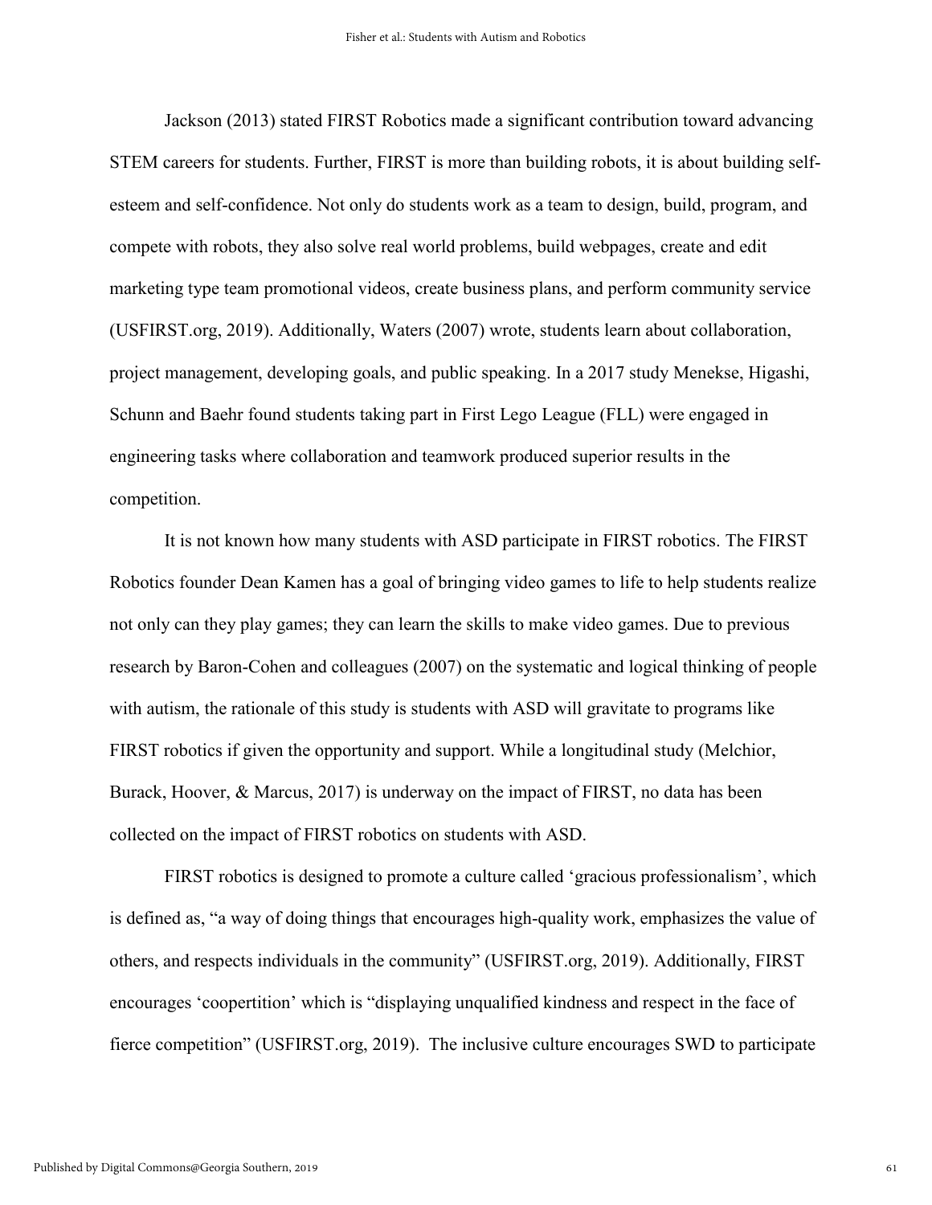Jackson (2013) stated FIRST Robotics made a significant contribution toward advancing STEM careers for students. Further, FIRST is more than building robots, it is about building self-esteem and self-confidence. Not only do students work as a team to design, build, program, and compete with robots, they also solve real world problems, build webpages, create and edit marketing type team promotional videos, create business plans, and perform community service (USFIRST.org, 2019). Additionally, Waters (2007) wrote, students learn about collaboration, project management, developing goals, and public speaking. In a 2017 study Menekse, Higashi, Schunn and Baehr found students taking part in First Lego League (FLL) were engaged in engineering tasks where collaboration and teamwork produced superior results in the competition.

It is not known how many students with ASD participate in FIRST robotics. The FIRST Robotics founder Dean Kamen has a goal of bringing video games to life to help students realize not only can they play games; they can learn the skills to make video games. Due to previous research by Baron-Cohen and colleagues (2007) on the systematic and logical thinking of people with autism, the rationale of this study is students with ASD will gravitate to programs like FIRST robotics if given the opportunity and support. While a longitudinal study (Melchior, Burack, Hoover, & Marcus, 2017) is underway on the impact of FIRST, no data has been collected on the impact of FIRST robotics on students with ASD.

FIRST robotics is designed to promote a culture called 'gracious professionalism', which is defined as, "a way of doing things that encourages high-quality work, emphasizes the value of others, and respects individuals in the community" (USFIRST.org, 2019). Additionally, FIRST encourages 'coopertition' which is "displaying unqualified kindness and respect in the face of fierce competition" (USFIRST.org, 2019). The inclusive culture encourages SWD to participate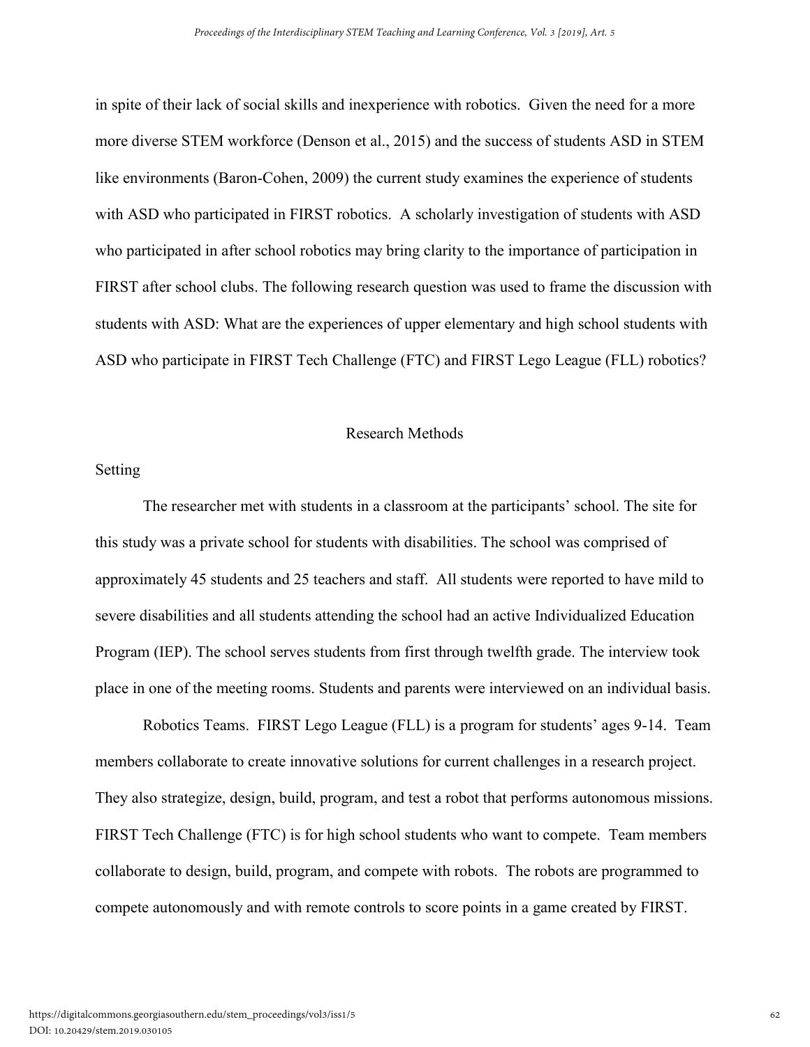in spite of their lack of social skills and inexperience with robotics. Given the need for a more more diverse STEM workforce (Denson et al., 2015) and the success of students ASD in STEM like environments (Baron-Cohen, 2009) the current study examines the experience of students with ASD who participated in FIRST robotics. A scholarly investigation of students with ASD who participated in after school robotics may bring clarity to the importance of participation in FIRST after school clubs. The following research question was used to frame the discussion with students with ASD: What are the experiences of upper elementary and high school students with ASD who participate in FIRST Tech Challenge (FTC) and FIRST Lego League (FLL) robotics?

## Research Methods

### Setting

The researcher met with students in a classroom at the participants' school. The site for this study was a private school for students with disabilities. The school was comprised of approximately 45 students and 25 teachers and staff. All students were reported to have mild to severe disabilities and all students attending the school had an active Individualized Education Program (IEP). The school serves students from first through twelfth grade. The interview took place in one of the meeting rooms. Students and parents were interviewed on an individual basis.

Robotics Teams. FIRST Lego League (FLL) is a program for students' ages 9-14. Team members collaborate to create innovative solutions for current challenges in a research project. They also strategize, design, build, program, and test a robot that performs autonomous missions. FIRST Tech Challenge (FTC) is for high school students who want to compete. Team members collaborate to design, build, program, and compete with robots. The robots are programmed to compete autonomously and with remote controls to score points in a game created by FIRST.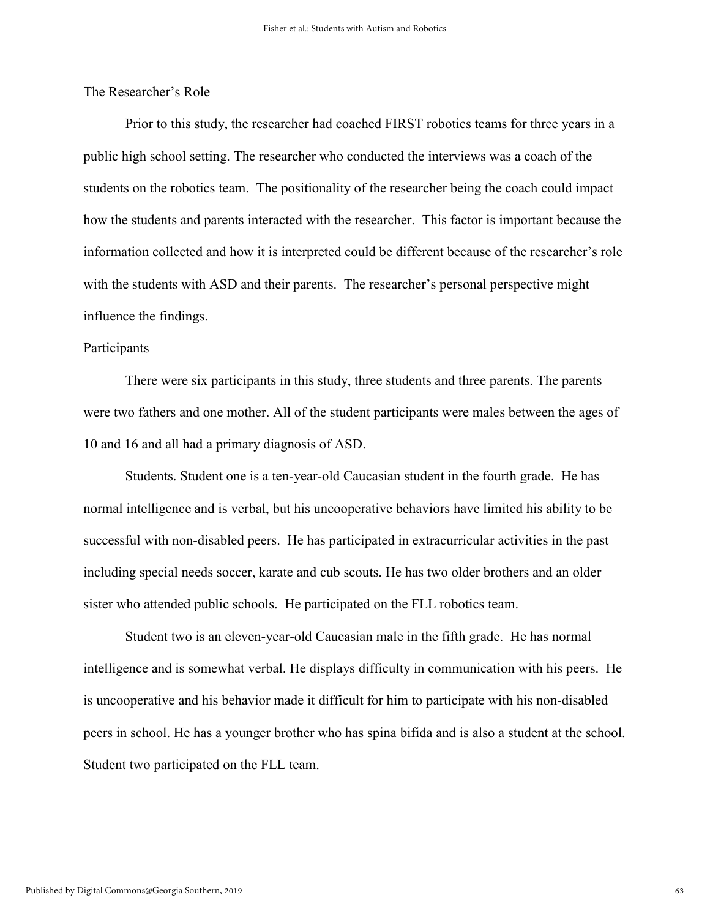## The Researcher's Role

Prior to this study, the researcher had coached FIRST robotics teams for three years in a public high school setting. The researcher who conducted the interviews was a coach of the students on the robotics team. The positionality of the researcher being the coach could impact how the students and parents interacted with the researcher. This factor is important because the information collected and how it is interpreted could be different because of the researcher's role with the students with ASD and their parents. The researcher's personal perspective might influence the findings.

## Participants

There were six participants in this study, three students and three parents. The parents were two fathers and one mother. All of the student participants were males between the ages of 10 and 16 and all had a primary diagnosis of ASD.

Students. Student one is a ten-year-old Caucasian student in the fourth grade. He has normal intelligence and is verbal, but his uncooperative behaviors have limited his ability to be successful with non-disabled peers. He has participated in extracurricular activities in the past including special needs soccer, karate and cub scouts. He has two older brothers and an older sister who attended public schools. He participated on the FLL robotics team.

Student two is an eleven-year-old Caucasian male in the fifth grade. He has normal intelligence and is somewhat verbal. He displays difficulty in communication with his peers. He is uncooperative and his behavior made it difficult for him to participate with his non-disabled peers in school. He has a younger brother who has spina bifida and is also a student at the school. Student two participated on the FLL team.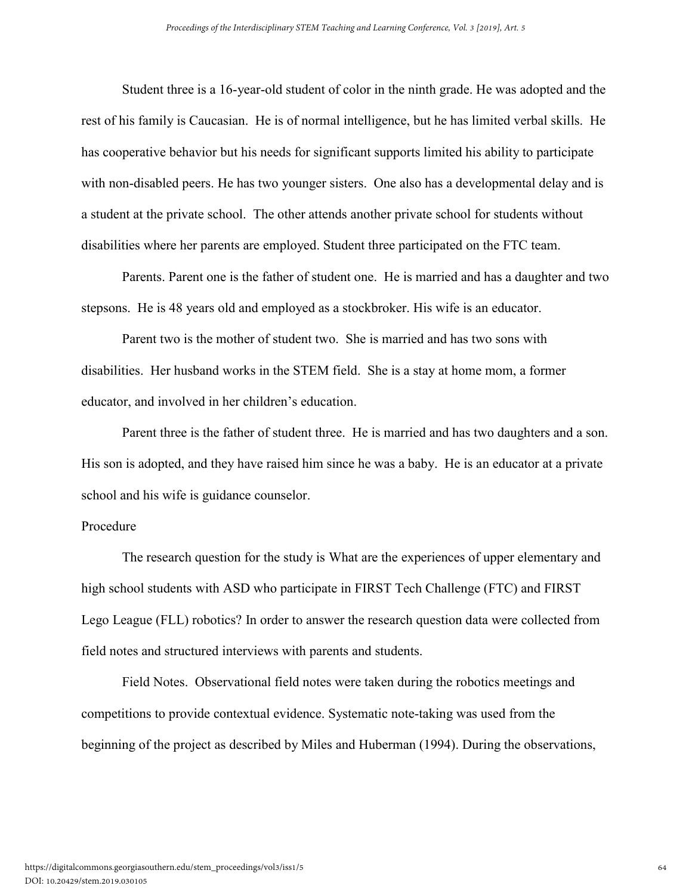Student three is a 16-year-old student of color in the ninth grade. He was adopted and the rest of his family is Caucasian. He is of normal intelligence, but he has limited verbal skills. He has cooperative behavior but his needs for significant supports limited his ability to participate with non-disabled peers. He has two younger sisters. One also has a developmental delay and is a student at the private school. The other attends another private school for students without disabilities where her parents are employed. Student three participated on the FTC team.

Parents. Parent one is the father of student one. He is married and has a daughter and two stepsons. He is 48 years old and employed as a stockbroker. His wife is an educator.

Parent two is the mother of student two. She is married and has two sons with disabilities. Her husband works in the STEM field. She is a stay at home mom, a former educator, and involved in her children's education.

Parent three is the father of student three. He is married and has two daughters and a son. His son is adopted, and they have raised him since he was a baby. He is an educator at a private school and his wife is guidance counselor.

## Procedure

The research question for the study is What are the experiences of upper elementary and high school students with ASD who participate in FIRST Tech Challenge (FTC) and FIRST Lego League (FLL) robotics? In order to answer the research question data were collected from field notes and structured interviews with parents and students.

Field Notes. Observational field notes were taken during the robotics meetings and competitions to provide contextual evidence. Systematic note-taking was used from the beginning of the project as described by Miles and Huberman (1994). During the observations,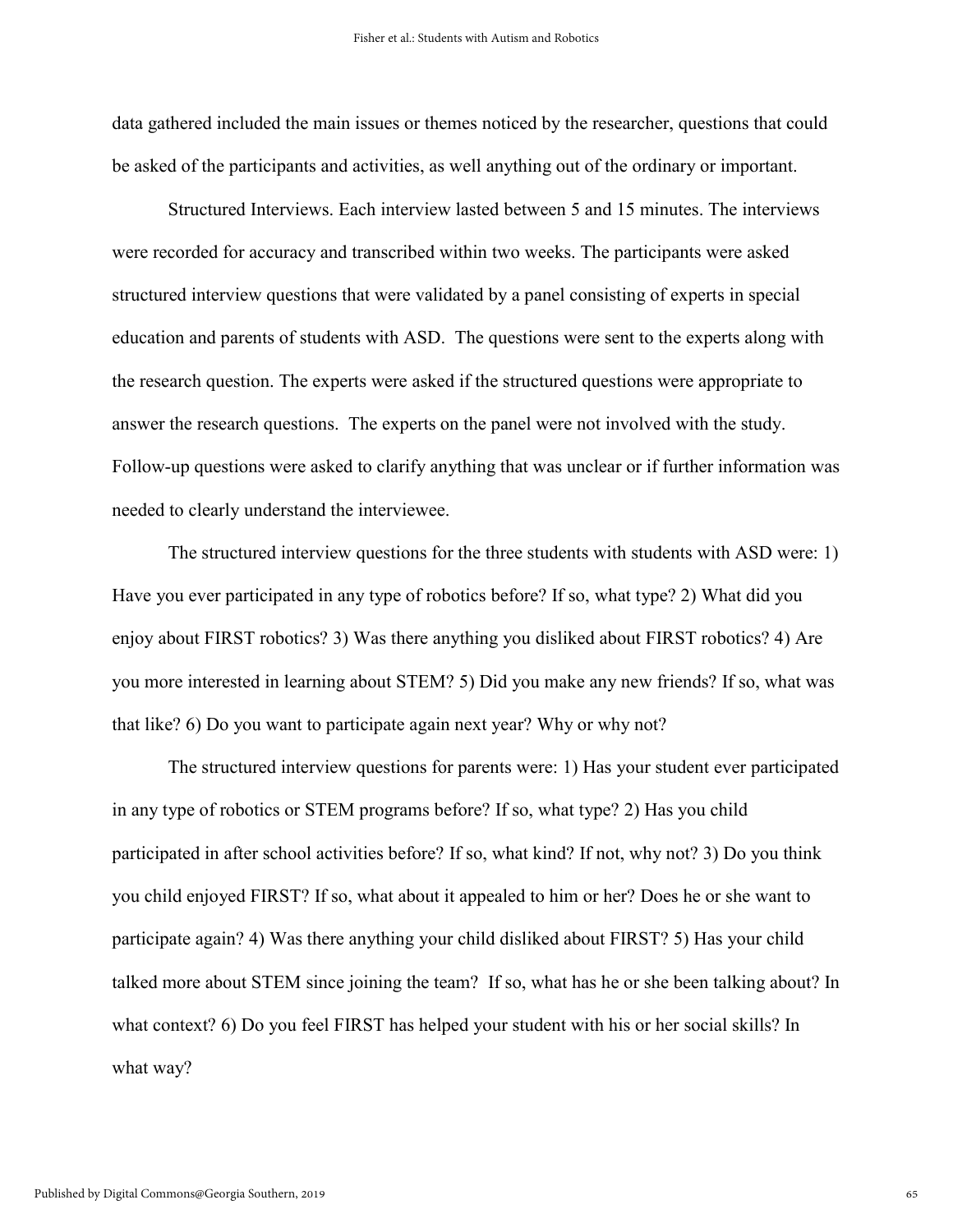data gathered included the main issues or themes noticed by the researcher, questions that could be asked of the participants and activities, as well anything out of the ordinary or important.

Structured Interviews. Each interview lasted between 5 and 15 minutes. The interviews were recorded for accuracy and transcribed within two weeks. The participants were asked structured interview questions that were validated by a panel consisting of experts in special education and parents of students with ASD. The questions were sent to the experts along with the research question. The experts were asked if the structured questions were appropriate to answer the research questions. The experts on the panel were not involved with the study. Follow-up questions were asked to clarify anything that was unclear or if further information was needed to clearly understand the interviewee.

The structured interview questions for the three students with students with ASD were: 1) Have you ever participated in any type of robotics before? If so, what type? 2) What did you enjoy about FIRST robotics? 3) Was there anything you disliked about FIRST robotics? 4) Are you more interested in learning about STEM? 5) Did you make any new friends? If so, what was that like? 6) Do you want to participate again next year? Why or why not?

The structured interview questions for parents were: 1) Has your student ever participated in any type of robotics or STEM programs before? If so, what type? 2) Has you child participated in after school activities before? If so, what kind? If not, why not? 3) Do you think you child enjoyed FIRST? If so, what about it appealed to him or her? Does he or she want to participate again? 4) Was there anything your child disliked about FIRST? 5) Has your child talked more about STEM since joining the team? If so, what has he or she been talking about? In what context? 6) Do you feel FIRST has helped your student with his or her social skills? In what way?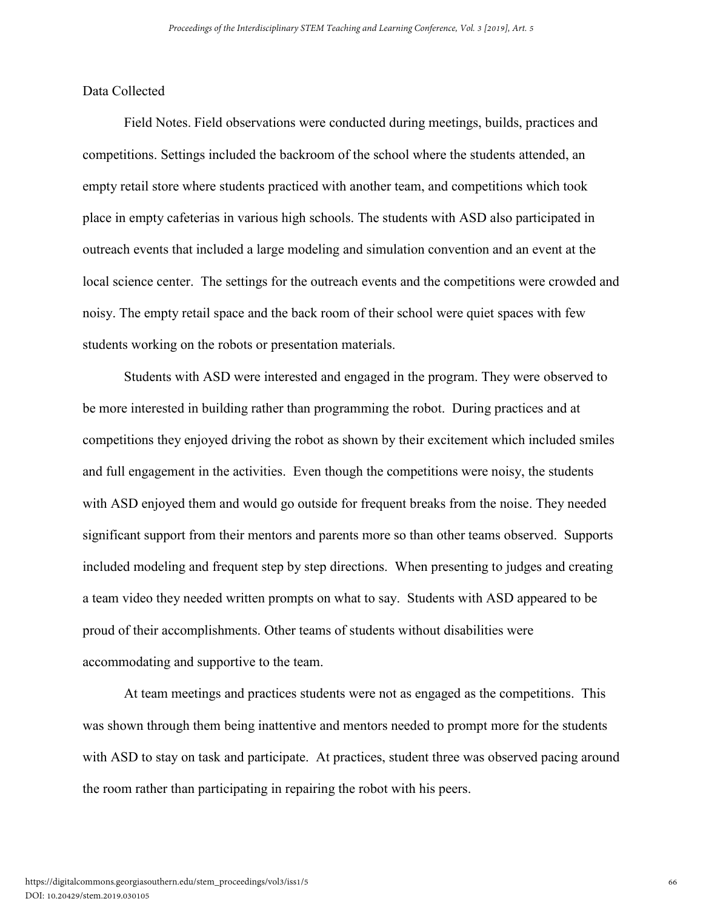Data Collected

Field Notes. Field observations were conducted during meetings, builds, practices and competitions. Settings included the backroom of the school where the students attended, an empty retail store where students practiced with another team, and competitions which took place in empty cafeterias in various high schools. The students with ASD also participated in outreach events that included a large modeling and simulation convention and an event at the local science center. The settings for the outreach events and the competitions were crowded and noisy. The empty retail space and the back room of their school were quiet spaces with few students working on the robots or presentation materials.

Students with ASD were interested and engaged in the program. They were observed to be more interested in building rather than programming the robot. During practices and at competitions they enjoyed driving the robot as shown by their excitement which included smiles and full engagement in the activities. Even though the competitions were noisy, the students with ASD enjoyed them and would go outside for frequent breaks from the noise. They needed significant support from their mentors and parents more so than other teams observed. Supports included modeling and frequent step by step directions. When presenting to judges and creating a team video they needed written prompts on what to say. Students with ASD appeared to be proud of their accomplishments. Other teams of students without disabilities were accommodating and supportive to the team.

At team meetings and practices students were not as engaged as the competitions. This was shown through them being inattentive and mentors needed to prompt more for the students with ASD to stay on task and participate. At practices, student three was observed pacing around the room rather than participating in repairing the robot with his peers.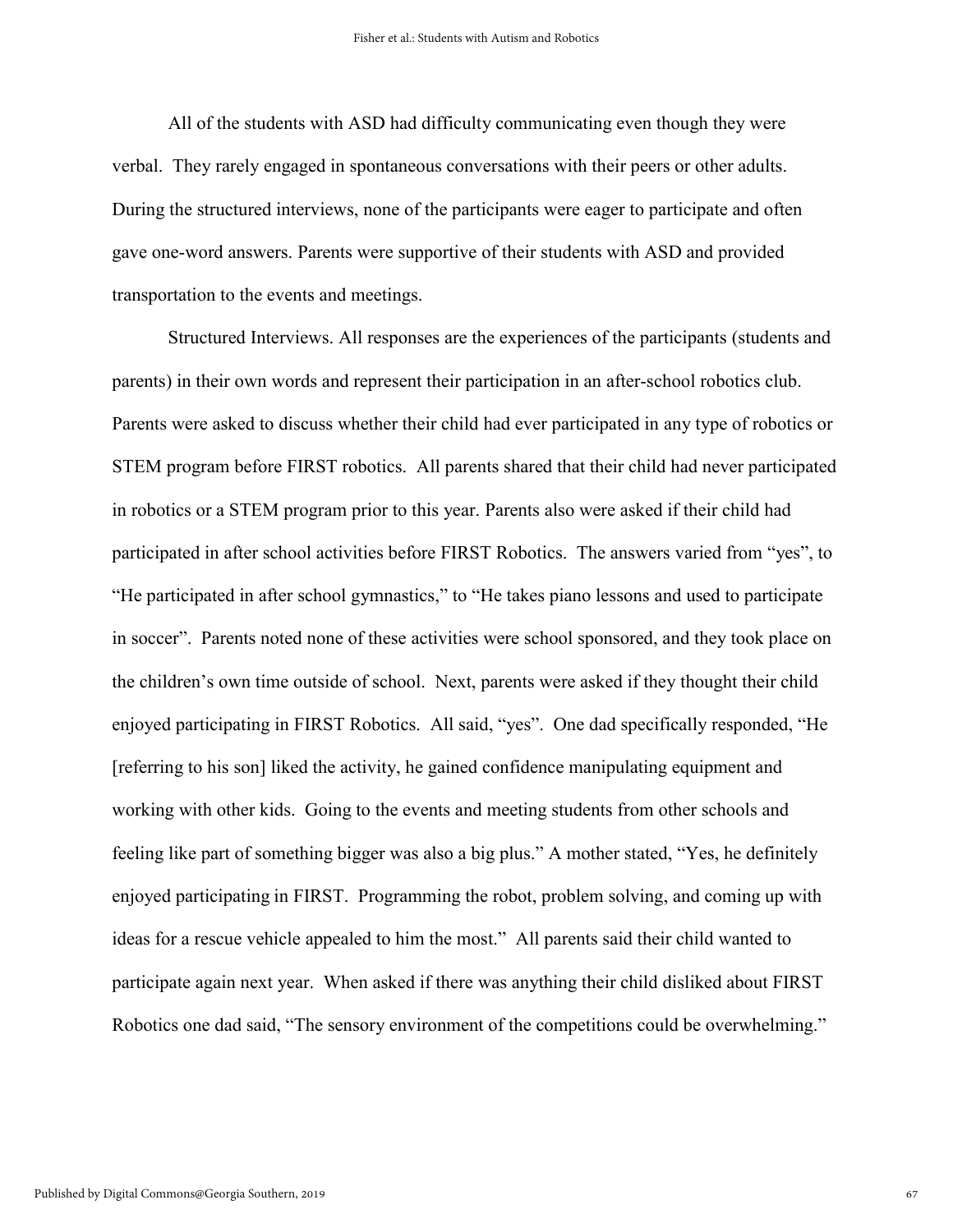All of the students with ASD had difficulty communicating even though they were verbal. They rarely engaged in spontaneous conversations with their peers or other adults. During the structured interviews, none of the participants were eager to participate and often gave one-word answers. Parents were supportive of their students with ASD and provided transportation to the events and meetings.

Structured Interviews. All responses are the experiences of the participants (students and parents) in their own words and represent their participation in an after-school robotics club. Parents were asked to discuss whether their child had ever participated in any type of robotics or STEM program before FIRST robotics. All parents shared that their child had never participated in robotics or a STEM program prior to this year. Parents also were asked if their child had participated in after school activities before FIRST Robotics. The answers varied from "yes", to "He participated in after school gymnastics," to "He takes piano lessons and used to participate in soccer". Parents noted none of these activities were school sponsored, and they took place on the children's own time outside of school. Next, parents were asked if they thought their child enjoyed participating in FIRST Robotics. All said, "yes". One dad specifically responded, "He [referring to his son] liked the activity, he gained confidence manipulating equipment and working with other kids. Going to the events and meeting students from other schools and feeling like part of something bigger was also a big plus." A mother stated, "Yes, he definitely enjoyed participating in FIRST. Programming the robot, problem solving, and coming up with ideas for a rescue vehicle appealed to him the most." All parents said their child wanted to participate again next year. When asked if there was anything their child disliked about FIRST Robotics one dad said, "The sensory environment of the competitions could be overwhelming."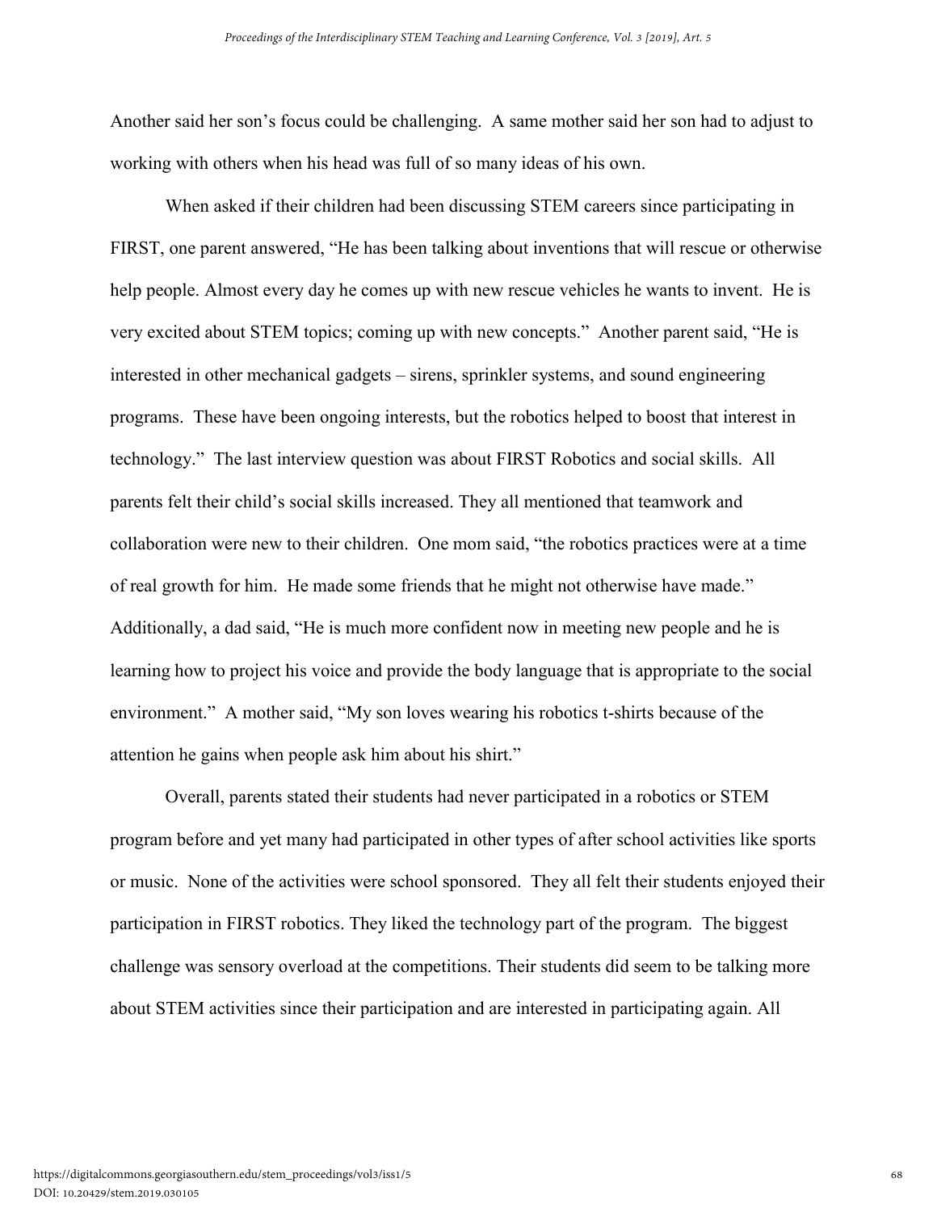Another said her son's focus could be challenging. A same mother said her son had to adjust to working with others when his head was full of so many ideas of his own.

When asked if their children had been discussing STEM careers since participating in FIRST, one parent answered, "He has been talking about inventions that will rescue or otherwise help people. Almost every day he comes up with new rescue vehicles he wants to invent. He is very excited about STEM topics; coming up with new concepts." Another parent said, "He is interested in other mechanical gadgets – sirens, sprinkler systems, and sound engineering programs. These have been ongoing interests, but the robotics helped to boost that interest in technology." The last interview question was about FIRST Robotics and social skills. All parents felt their child's social skills increased. They all mentioned that teamwork and collaboration were new to their children. One mom said, "the robotics practices were at a time of real growth for him. He made some friends that he might not otherwise have made." Additionally, a dad said, "He is much more confident now in meeting new people and he is learning how to project his voice and provide the body language that is appropriate to the social environment." A mother said, "My son loves wearing his robotics t-shirts because of the attention he gains when people ask him about his shirt."

Overall, parents stated their students had never participated in a robotics or STEM program before and yet many had participated in other types of after school activities like sports or music. None of the activities were school sponsored. They all felt their students enjoyed their participation in FIRST robotics. They liked the technology part of the program. The biggest challenge was sensory overload at the competitions. Their students did seem to be talking more about STEM activities since their participation and are interested in participating again. All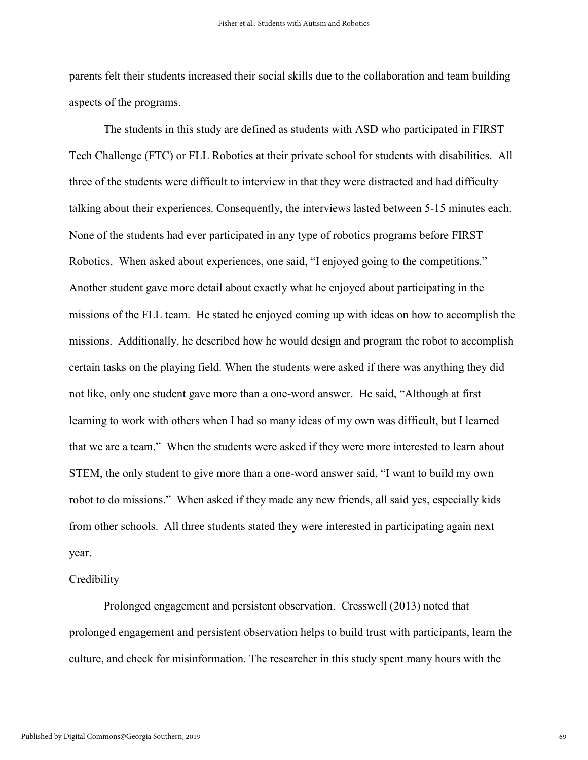parents felt their students increased their social skills due to the collaboration and team building aspects of the programs.

The students in this study are defined as students with ASD who participated in FIRST Tech Challenge (FTC) or FLL Robotics at their private school for students with disabilities. All three of the students were difficult to interview in that they were distracted and had difficulty talking about their experiences. Consequently, the interviews lasted between 5-15 minutes each. None of the students had ever participated in any type of robotics programs before FIRST Robotics. When asked about experiences, one said, "I enjoyed going to the competitions." Another student gave more detail about exactly what he enjoyed about participating in the missions of the FLL team. He stated he enjoyed coming up with ideas on how to accomplish the missions. Additionally, he described how he would design and program the robot to accomplish certain tasks on the playing field. When the students were asked if there was anything they did not like, only one student gave more than a one-word answer. He said, "Although at first learning to work with others when I had so many ideas of my own was difficult, but I learned that we are a team." When the students were asked if they were more interested to learn about STEM, the only student to give more than a one-word answer said, "I want to build my own robot to do missions." When asked if they made any new friends, all said yes, especially kids from other schools. All three students stated they were interested in participating again next year.

Credibility

Prolonged engagement and persistent observation. Cresswell (2013) noted that prolonged engagement and persistent observation helps to build trust with participants, learn the culture, and check for misinformation. The researcher in this study spent many hours with the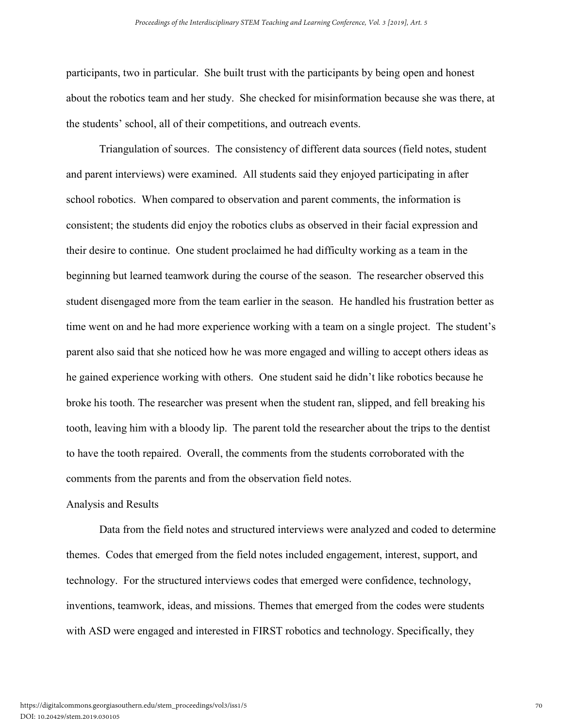participants, two in particular. She built trust with the participants by being open and honest about the robotics team and her study. She checked for misinformation because she was there, at the students' school, all of their competitions, and outreach events.

Triangulation of sources. The consistency of different data sources (field notes, student and parent interviews) were examined. All students said they enjoyed participating in after school robotics. When compared to observation and parent comments, the information is consistent; the students did enjoy the robotics clubs as observed in their facial expression and their desire to continue. One student proclaimed he had difficulty working as a team in the beginning but learned teamwork during the course of the season. The researcher observed this student disengaged more from the team earlier in the season. He handled his frustration better as time went on and he had more experience working with a team on a single project. The student's parent also said that she noticed how he was more engaged and willing to accept others ideas as he gained experience working with others. One student said he didn't like robotics because he broke his tooth. The researcher was present when the student ran, slipped, and fell breaking his tooth, leaving him with a bloody lip. The parent told the researcher about the trips to the dentist to have the tooth repaired. Overall, the comments from the students corroborated with the comments from the parents and from the observation field notes.

## Analysis and Results

Data from the field notes and structured interviews were analyzed and coded to determine themes. Codes that emerged from the field notes included engagement, interest, support, and technology. For the structured interviews codes that emerged were confidence, technology, inventions, teamwork, ideas, and missions. Themes that emerged from the codes were students with ASD were engaged and interested in FIRST robotics and technology. Specifically, they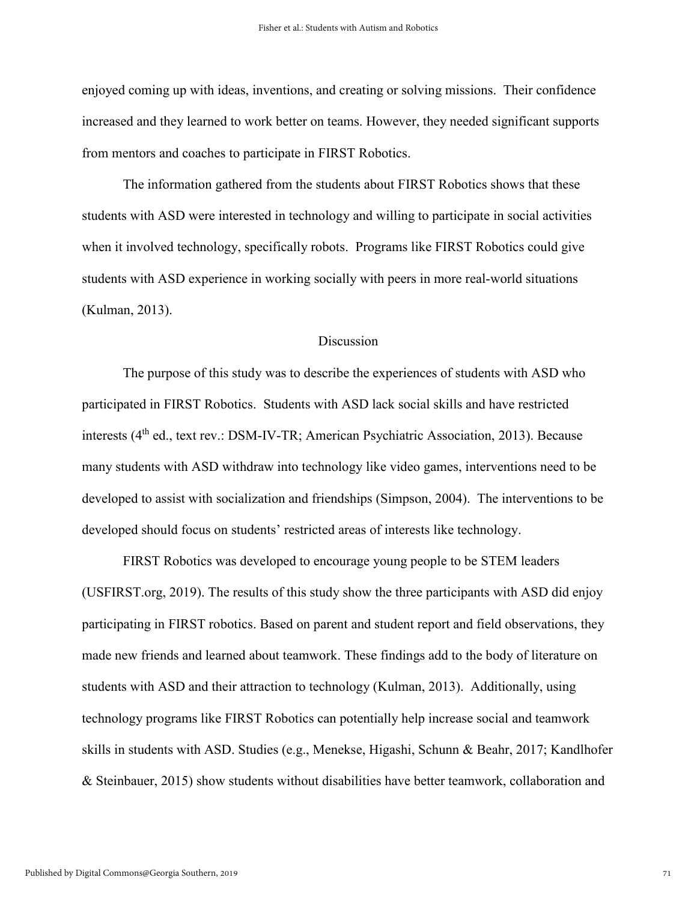enjoyed coming up with ideas, inventions, and creating or solving missions. Their confidence increased and they learned to work better on teams. However, they needed significant supports from mentors and coaches to participate in FIRST Robotics.

The information gathered from the students about FIRST Robotics shows that these students with ASD were interested in technology and willing to participate in social activities when it involved technology, specifically robots. Programs like FIRST Robotics could give students with ASD experience in working socially with peers in more real-world situations (Kulman, 2013).

## Discussion

The purpose of this study was to describe the experiences of students with ASD who participated in FIRST Robotics. Students with ASD lack social skills and have restricted interests (4th ed., text rev.: DSM-IV-TR; American Psychiatric Association, 2013). Because many students with ASD withdraw into technology like video games, interventions need to be developed to assist with socialization and friendships (Simpson, 2004). The interventions to be developed should focus on students' restricted areas of interests like technology.

FIRST Robotics was developed to encourage young people to be STEM leaders (USFIRST.org, 2019). The results of this study show the three participants with ASD did enjoy participating in FIRST robotics. Based on parent and student report and field observations, they made new friends and learned about teamwork. These findings add to the body of literature on students with ASD and their attraction to technology (Kulman, 2013). Additionally, using technology programs like FIRST Robotics can potentially help increase social and teamwork skills in students with ASD. Studies (e.g., Menekse, Higashi, Schunn & Beahr, 2017; Kandlhofer & Steinbauer, 2015) show students without disabilities have better teamwork, collaboration and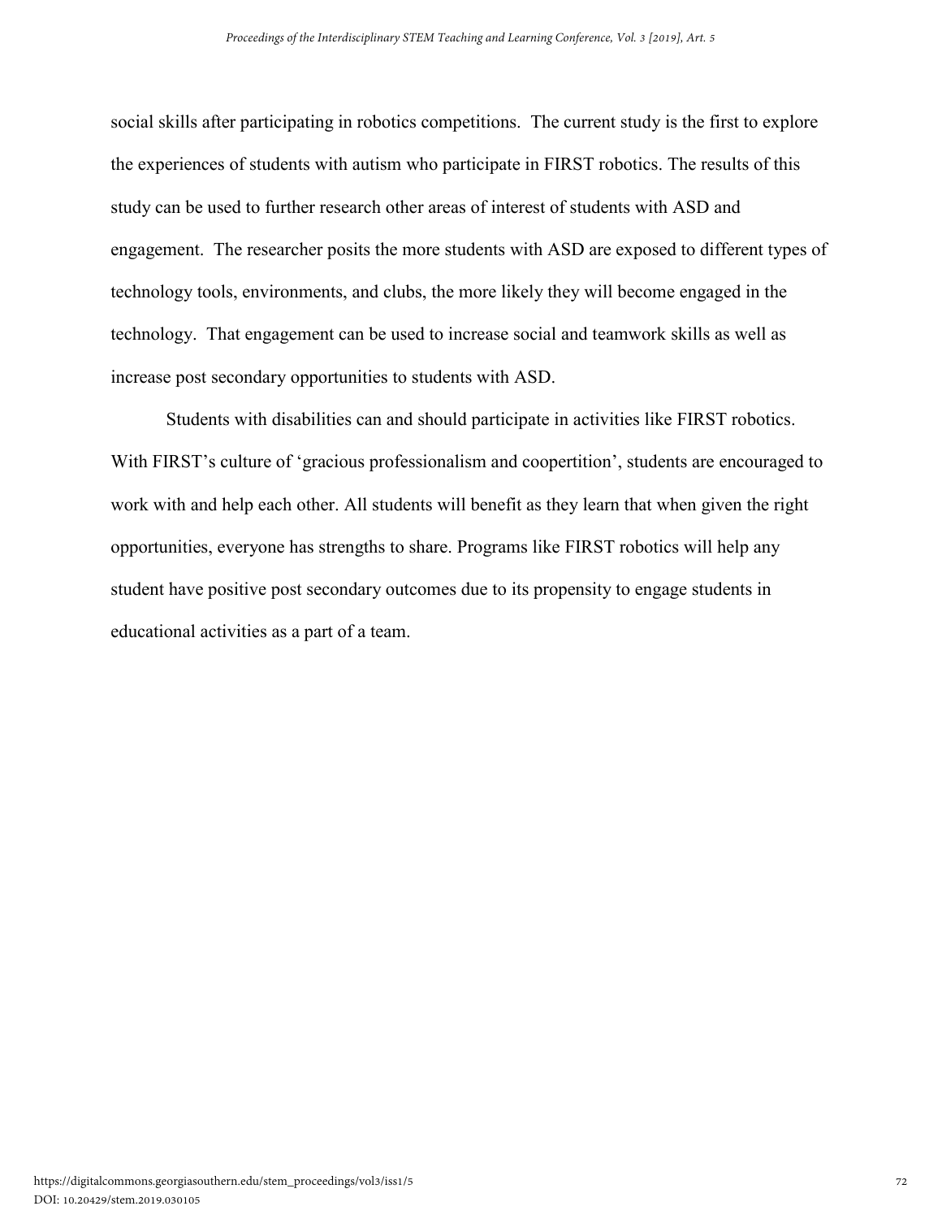social skills after participating in robotics competitions. The current study is the first to explore the experiences of students with autism who participate in FIRST robotics. The results of this study can be used to further research other areas of interest of students with ASD and engagement. The researcher posits the more students with ASD are exposed to different types of technology tools, environments, and clubs, the more likely they will become engaged in the technology. That engagement can be used to increase social and teamwork skills as well as increase post secondary opportunities to students with ASD.

Students with disabilities can and should participate in activities like FIRST robotics. With FIRST's culture of 'gracious professionalism and coopertition', students are encouraged to work with and help each other. All students will benefit as they learn that when given the right opportunities, everyone has strengths to share. Programs like FIRST robotics will help any student have positive post secondary outcomes due to its propensity to engage students in educational activities as a part of a team.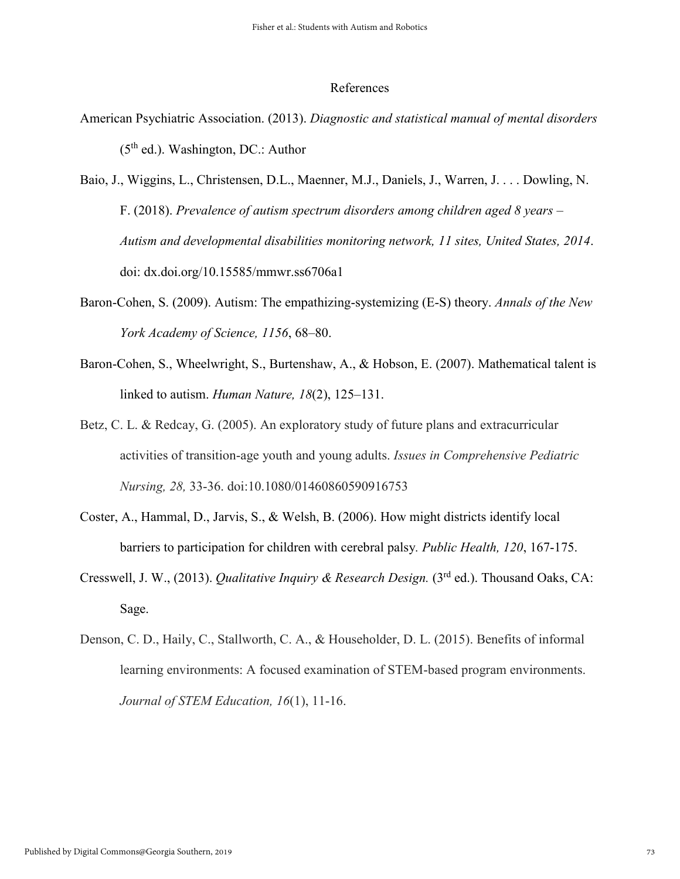# References

American Psychiatric Association. (2013). *Diagnostic and statistical manual of mental disorders* (5th ed.). Washington, DC.: Author

Baio, J., Wiggins, L., Christensen, D.L., Maenner, M.J., Daniels, J., Warren, J. . . . Dowling, N. F. (2018). *Prevalence of autism spectrum disorders among children aged 8 years – Autism and developmental disabilities monitoring network, 11 sites, United States, 2014*. doi: dx.doi.org/10.15585/mmwr.ss6706a1

Baron-Cohen, S. (2009). Autism: The empathizing-systemizing (E-S) theory. *Annals of the New York Academy of Science, 1156*, 68–80.

Baron-Cohen, S., Wheelwright, S., Burtenshaw, A., & Hobson, E. (2007). Mathematical talent is linked to autism. *Human Nature, 18*(2), 125–131.

Betz, C. L. & Redcay, G. (2005). An exploratory study of future plans and extracurricular activities of transition-age youth and young adults. *Issues in Comprehensive Pediatric Nursing, 28,* 33-36. doi:10.1080/01460860590916753

Coster, A., Hammal, D., Jarvis, S., & Welsh, B. (2006). How might districts identify local barriers to participation for children with cerebral palsy. *Public Health, 120*, 167-175.

Cresswell, J. W., (2013). *Qualitative Inquiry & Research Design.* (3rd ed.). Thousand Oaks, CA: Sage.

Denson, C. D., Haily, C., Stallworth, C. A., & Householder, D. L. (2015). Benefits of informal learning environments: A focused examination of STEM-based program environments. *Journal of STEM Education, 16*(1), 11-16.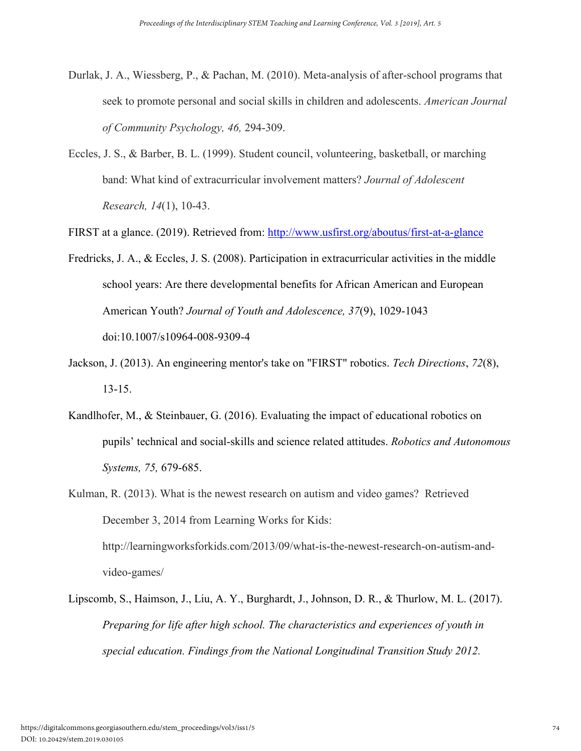Durlak, J. A., Wiessberg, P., & Pachan, M. (2010). Meta-analysis of after-school programs that seek to promote personal and social skills in children and adolescents. *American Journal of Community Psychology, 46,* 294-309.

Eccles, J. S., & Barber, B. L. (1999). Student council, volunteering, basketball, or marching band: What kind of extracurricular involvement matters? *Journal of Adolescent Research, 14*(1), 10-43.

FIRST at a glance. (2019). Retrieved from: http://www.usfirst.org/aboutus/first-at-a-glance

Fredricks, J. A., & Eccles, J. S. (2008). Participation in extracurricular activities in the middle school years: Are there developmental benefits for African American and European American Youth? *Journal of Youth and Adolescence, 37*(9), 1029-1043 doi:10.1007/s10964-008-9309-4

Jackson, J. (2013). An engineering mentor's take on "FIRST" robotics. *Tech Directions*, *72*(8), 13-15.

Kandlhofer, M., & Steinbauer, G. (2016). Evaluating the impact of educational robotics on pupils' technical and social-skills and science related attitudes. *Robotics and Autonomous Systems, 75,* 679-685.

Kulman, R. (2013). What is the newest research on autism and video games? Retrieved December 3, 2014 from Learning Works for Kids: http://learningworksforkids.com/2013/09/what-is-the-newest-research-on-autism-and-video-games/

Lipscomb, S., Haimson, J., Liu, A. Y., Burghardt, J., Johnson, D. R., & Thurlow, M. L. (2017). *Preparing for life after high school. The characteristics and experiences of youth in special education. Findings from the National Longitudinal Transition Study 2012.*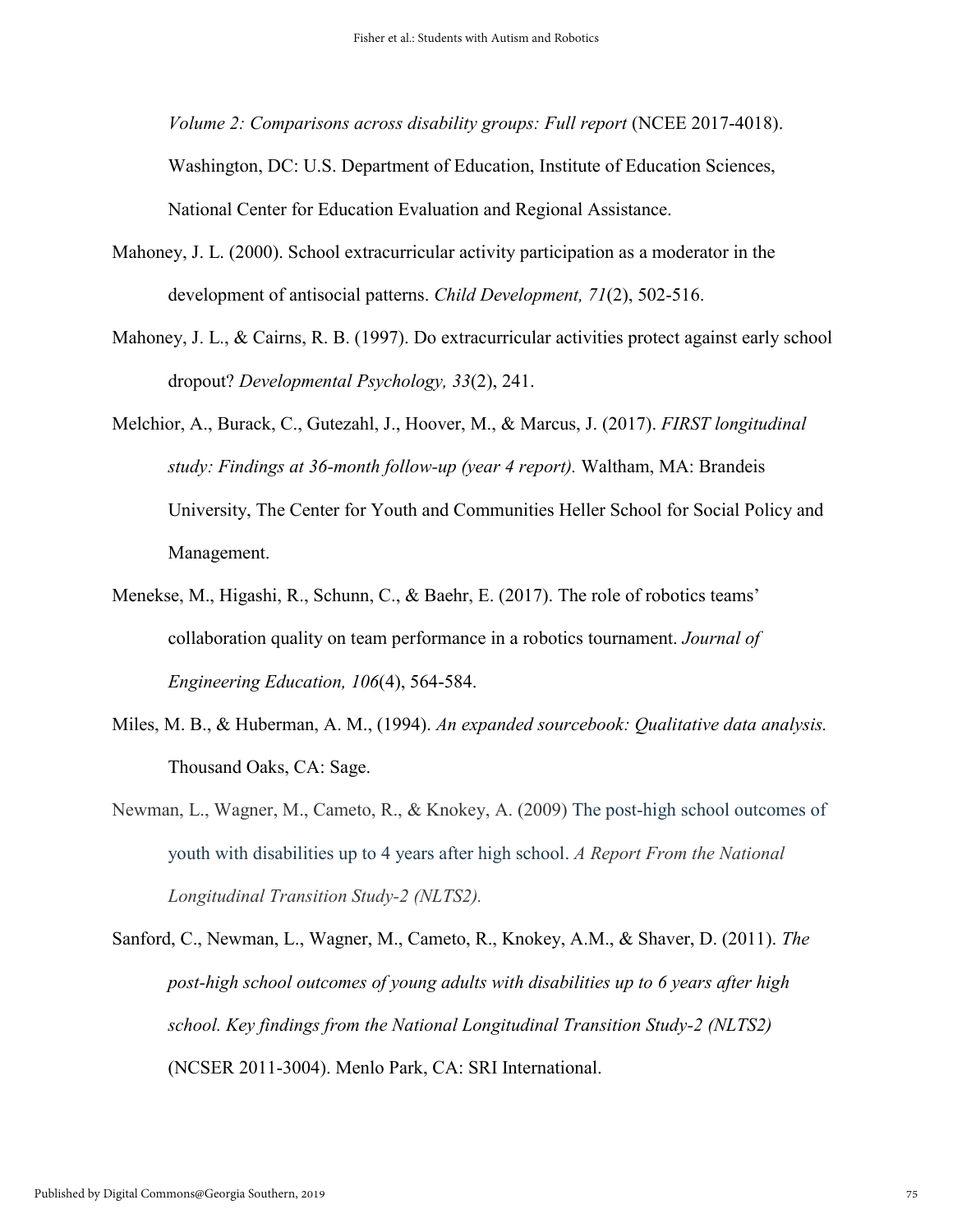*Volume 2: Comparisons across disability groups: Full report* (NCEE 2017-4018). Washington, DC: U.S. Department of Education, Institute of Education Sciences, National Center for Education Evaluation and Regional Assistance.

Mahoney, J. L. (2000). School extracurricular activity participation as a moderator in the development of antisocial patterns. *Child Development, 71*(2), 502-516.

Mahoney, J. L., & Cairns, R. B. (1997). Do extracurricular activities protect against early school dropout? *Developmental Psychology, 33*(2), 241.

Melchior, A., Burack, C., Gutezahl, J., Hoover, M., & Marcus, J. (2017). *FIRST longitudinal study: Findings at 36-month follow-up (year 4 report).* Waltham, MA: Brandeis University, The Center for Youth and Communities Heller School for Social Policy and Management.

Menekse, M., Higashi, R., Schunn, C., & Baehr, E. (2017). The role of robotics teams' collaboration quality on team performance in a robotics tournament. *Journal of Engineering Education, 106*(4), 564-584.

Miles, M. B., & Huberman, A. M., (1994). *An expanded sourcebook: Qualitative data analysis.* Thousand Oaks, CA: Sage.

Newman, L., Wagner, M., Cameto, R., & Knokey, A. (2009) The post-high school outcomes of youth with disabilities up to 4 years after high school. *A Report From the National Longitudinal Transition Study-2 (NLTS2).*

Sanford, C., Newman, L., Wagner, M., Cameto, R., Knokey, A.M., & Shaver, D. (2011). *The post-high school outcomes of young adults with disabilities up to 6 years after high school. Key findings from the National Longitudinal Transition Study-2 (NLTS2)* (NCSER 2011-3004). Menlo Park, CA: SRI International.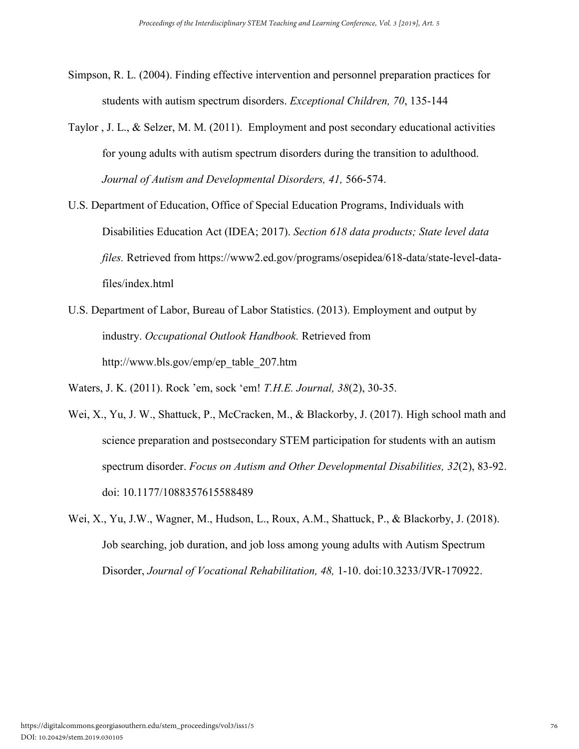Simpson, R. L. (2004). Finding effective intervention and personnel preparation practices for students with autism spectrum disorders. *Exceptional Children, 70*, 135-144

Taylor , J. L., & Selzer, M. M. (2011). Employment and post secondary educational activities for young adults with autism spectrum disorders during the transition to adulthood. *Journal of Autism and Developmental Disorders, 41,* 566-574.

U.S. Department of Education, Office of Special Education Programs, Individuals with Disabilities Education Act (IDEA; 2017). *Section 618 data products; State level data files.* Retrieved from https://www2.ed.gov/programs/osepidea/618-data/state-level-data-files/index.html

U.S. Department of Labor, Bureau of Labor Statistics. (2013). Employment and output by industry. *Occupational Outlook Handbook.* Retrieved from http://www.bls.gov/emp/ep_table_207.htm

Waters, J. K. (2011). Rock 'em, sock 'em! *T.H.E. Journal, 38*(2), 30-35.

Wei, X., Yu, J. W., Shattuck, P., McCracken, M., & Blackorby, J. (2017). High school math and science preparation and postsecondary STEM participation for students with an autism spectrum disorder. *Focus on Autism and Other Developmental Disabilities, 32*(2), 83-92. doi: 10.1177/1088357615588489

Wei, X., Yu, J.W., Wagner, M., Hudson, L., Roux, A.M., Shattuck, P., & Blackorby, J. (2018). Job searching, job duration, and job loss among young adults with Autism Spectrum Disorder, *Journal of Vocational Rehabilitation, 48,* 1-10. doi:10.3233/JVR-170922.